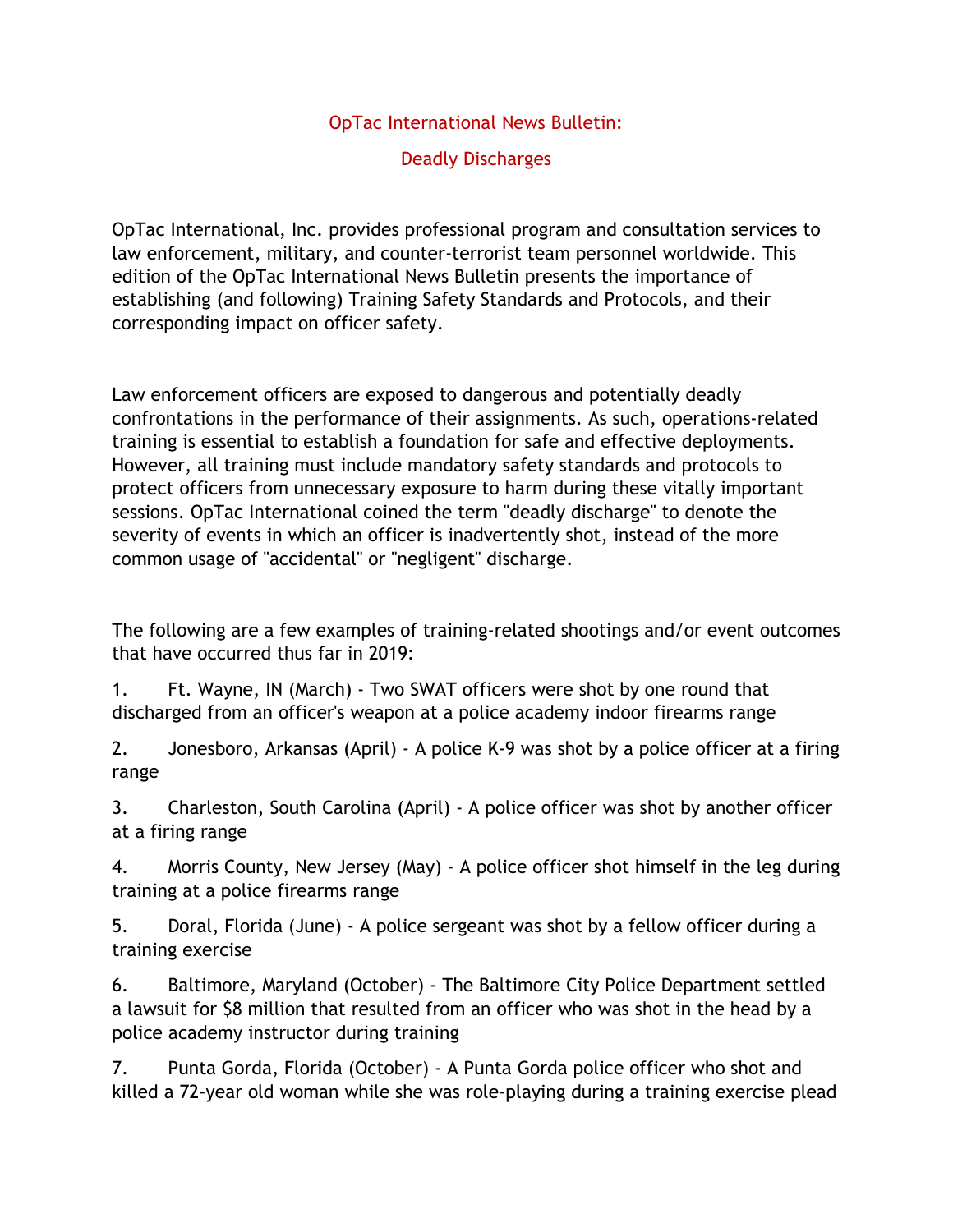# OpTac International News Bulletin:

## Deadly Discharges

OpTac International, Inc. provides professional program and consultation services to law enforcement, military, and counter-terrorist team personnel worldwide. This edition of the OpTac International News Bulletin presents the importance of establishing (and following) Training Safety Standards and Protocols, and their corresponding impact on officer safety.

Law enforcement officers are exposed to dangerous and potentially deadly confrontations in the performance of their assignments. As such, operations-related training is essential to establish a foundation for safe and effective deployments. However, all training must include mandatory safety standards and protocols to protect officers from unnecessary exposure to harm during these vitally important sessions. OpTac International coined the term "deadly discharge" to denote the severity of events in which an officer is inadvertently shot, instead of the more common usage of "accidental" or "negligent" discharge.

The following are a few examples of training-related shootings and/or event outcomes that have occurred thus far in 2019:

1. Ft. Wayne, IN (March) - Two SWAT officers were shot by one round that discharged from an officer's weapon at a police academy indoor firearms range
2. Jonesboro, Arkansas (April) - A police K-9 was shot by a police officer at a firing range
3. Charleston, South Carolina (April) - A police officer was shot by another officer at a firing range
4. Morris County, New Jersey (May) - A police officer shot himself in the leg during training at a police firearms range
5. Doral, Florida (June) - A police sergeant was shot by a fellow officer during a training exercise
6. Baltimore, Maryland (October) - The Baltimore City Police Department settled a lawsuit for $8 million that resulted from an officer who was shot in the head by a police academy instructor during training
7. Punta Gorda, Florida (October) - A Punta Gorda police officer who shot and killed a 72-year old woman while she was role-playing during a training exercise plead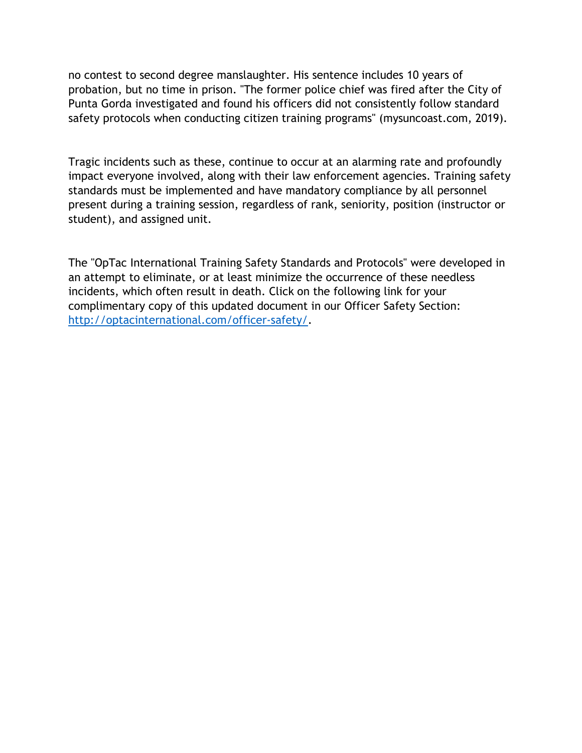no contest to second degree manslaughter. His sentence includes 10 years of probation, but no time in prison. "The former police chief was fired after the City of Punta Gorda investigated and found his officers did not consistently follow standard safety protocols when conducting citizen training programs" (mysuncoast.com, 2019).

Tragic incidents such as these, continue to occur at an alarming rate and profoundly impact everyone involved, along with their law enforcement agencies. Training safety standards must be implemented and have mandatory compliance by all personnel present during a training session, regardless of rank, seniority, position (instructor or student), and assigned unit.

The "OpTac International Training Safety Standards and Protocols" were developed in an attempt to eliminate, or at least minimize the occurrence of these needless incidents, which often result in death. Click on the following link for your complimentary copy of this updated document in our Officer Safety Section: [http://optacinternational.com/officer-safety/](http://optacinternational.com/officer-safety/).